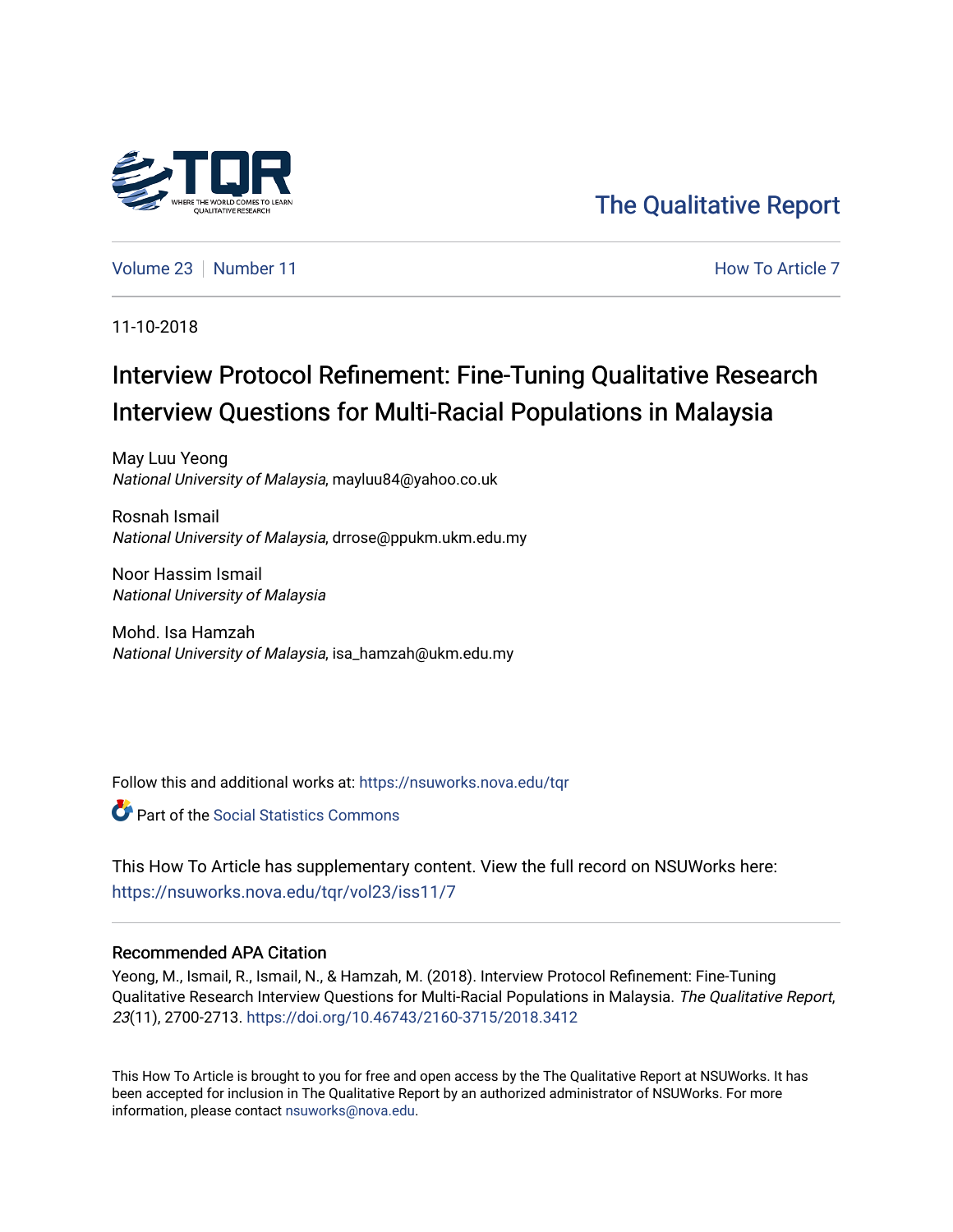The Qualitative Report

Volume 23 | Number 11 How To Article 7

11-10-2018

# Interview Protocol Refinement: Fine-Tuning Qualitative Research Interview Questions for Multi-Racial Populations in Malaysia

May Luu Yeong
*National University of Malaysia*, mayluu84@yahoo.co.uk

Rosnah Ismail
*National University of Malaysia*, drrose@ppukm.ukm.edu.my

Noor Hassim Ismail
*National University of Malaysia*

Mohd. Isa Hamzah
*National University of Malaysia*, isa_hamzah@ukm.edu.my

Follow this and additional works at: https://nsuworks.nova.edu/tqr

Part of the Social Statistics Commons

This How To Article has supplementary content. View the full record on NSUWorks here: https://nsuworks.nova.edu/tqr/vol23/iss11/7

### Recommended APA Citation

Yeong, M., Ismail, R., Ismail, N., & Hamzah, M. (2018). Interview Protocol Refinement: Fine-Tuning Qualitative Research Interview Questions for Multi-Racial Populations in Malaysia. *The Qualitative Report*, *23*(11), 2700-2713. https://doi.org/10.46743/2160-3715/2018.3412

This How To Article is brought to you for free and open access by the The Qualitative Report at NSUWorks. It has been accepted for inclusion in The Qualitative Report by an authorized administrator of NSUWorks. For more information, please contact nsuworks@nova.edu.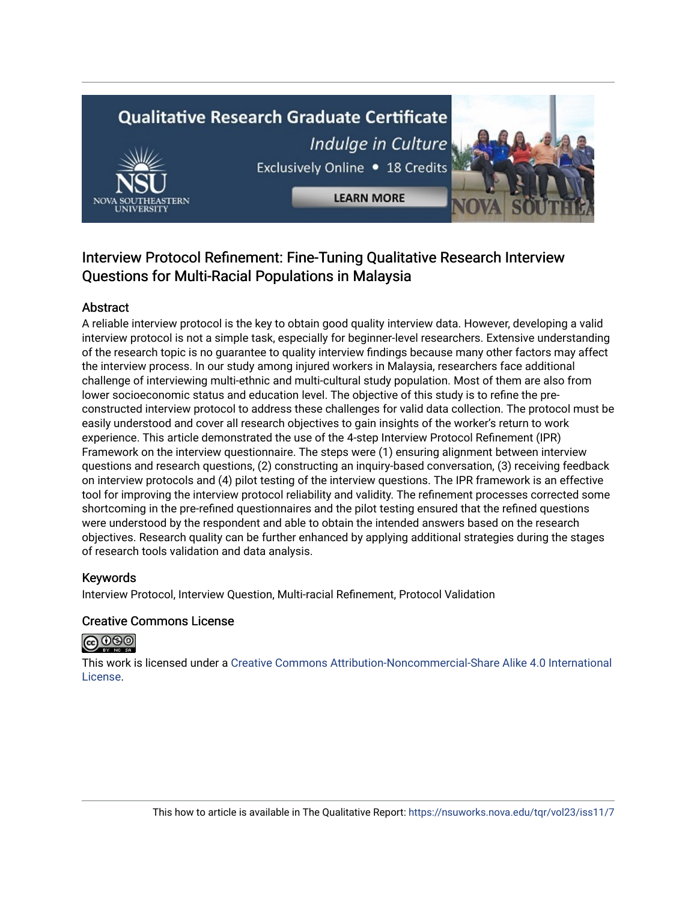Qualitative Research Graduate Certificate

*Indulge in Culture*

Exclusively Online • 18 Credits

LEARN MORE

# Interview Protocol Refinement: Fine-Tuning Qualitative Research Interview Questions for Multi-Racial Populations in Malaysia

## Abstract

A reliable interview protocol is the key to obtain good quality interview data. However, developing a valid interview protocol is not a simple task, especially for beginner-level researchers. Extensive understanding of the research topic is no guarantee to quality interview findings because many other factors may affect the interview process. In our study among injured workers in Malaysia, researchers face additional challenge of interviewing multi-ethnic and multi-cultural study population. Most of them are also from lower socioeconomic status and education level. The objective of this study is to refine the pre-constructed interview protocol to address these challenges for valid data collection. The protocol must be easily understood and cover all research objectives to gain insights of the worker's return to work experience. This article demonstrated the use of the 4-step Interview Protocol Refinement (IPR) Framework on the interview questionnaire. The steps were (1) ensuring alignment between interview questions and research questions, (2) constructing an inquiry-based conversation, (3) receiving feedback on interview protocols and (4) pilot testing of the interview questions. The IPR framework is an effective tool for improving the interview protocol reliability and validity. The refinement processes corrected some shortcoming in the pre-refined questionnaires and the pilot testing ensured that the refined questions were understood by the respondent and able to obtain the intended answers based on the research objectives. Research quality can be further enhanced by applying additional strategies during the stages of research tools validation and data analysis.

## Keywords

Interview Protocol, Interview Question, Multi-racial Refinement, Protocol Validation

## Creative Commons License

This work is licensed under a Creative Commons Attribution-Noncommercial-Share Alike 4.0 International License.

This how to article is available in The Qualitative Report: https://nsuworks.nova.edu/tqr/vol23/iss11/7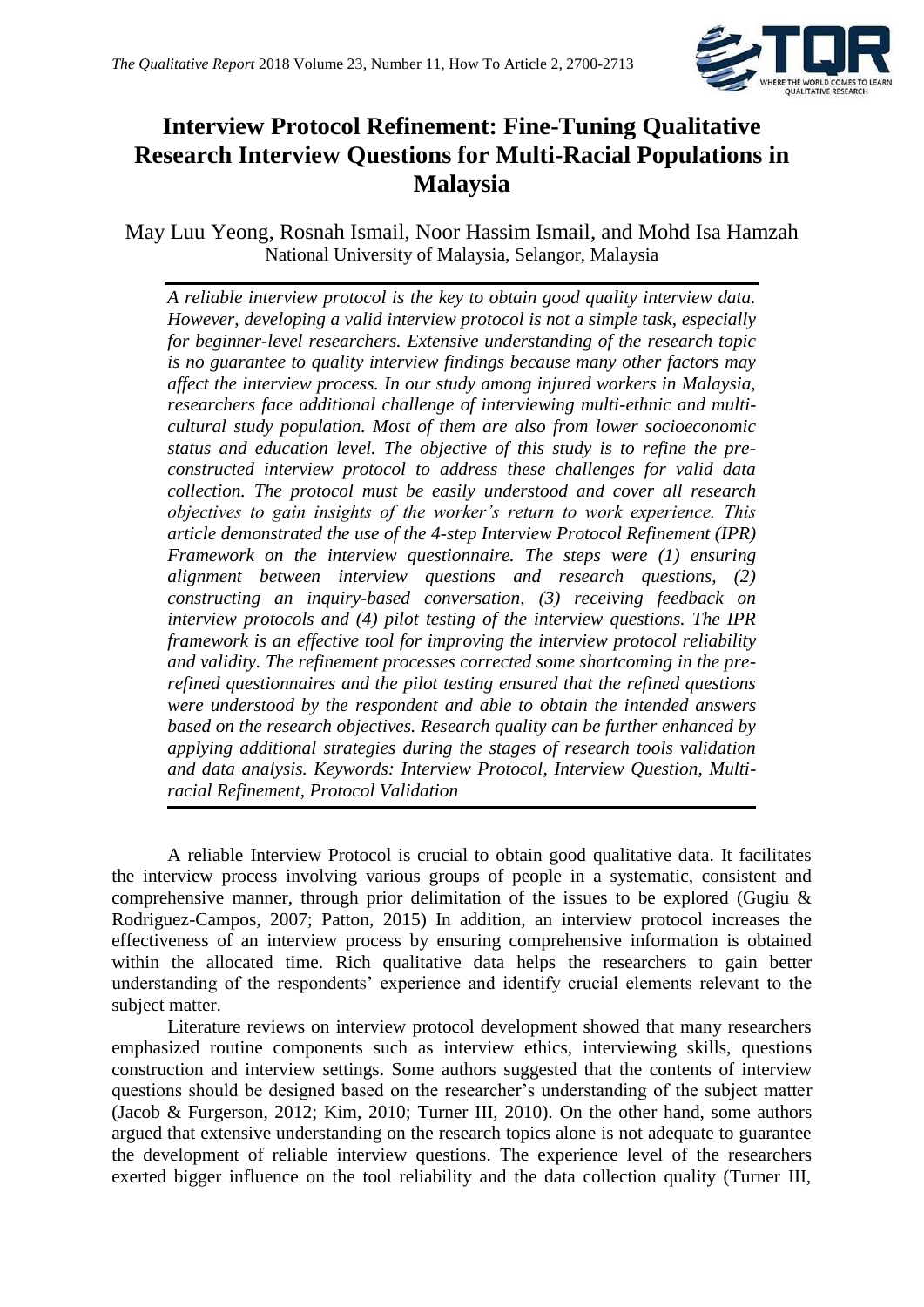# Interview Protocol Refinement: Fine-Tuning Qualitative Research Interview Questions for Multi-Racial Populations in Malaysia

May Luu Yeong, Rosnah Ismail, Noor Hassim Ismail, and Mohd Isa Hamzah
National University of Malaysia, Selangor, Malaysia

*A reliable interview protocol is the key to obtain good quality interview data. However, developing a valid interview protocol is not a simple task, especially for beginner-level researchers. Extensive understanding of the research topic is no guarantee to quality interview findings because many other factors may affect the interview process. In our study among injured workers in Malaysia, researchers face additional challenge of interviewing multi-ethnic and multi-cultural study population. Most of them are also from lower socioeconomic status and education level. The objective of this study is to refine the pre-constructed interview protocol to address these challenges for valid data collection. The protocol must be easily understood and cover all research objectives to gain insights of the worker's return to work experience. This article demonstrated the use of the 4-step Interview Protocol Refinement (IPR) Framework on the interview questionnaire. The steps were (1) ensuring alignment between interview questions and research questions, (2) constructing an inquiry-based conversation, (3) receiving feedback on interview protocols and (4) pilot testing of the interview questions. The IPR framework is an effective tool for improving the interview protocol reliability and validity. The refinement processes corrected some shortcoming in the pre-refined questionnaires and the pilot testing ensured that the refined questions were understood by the respondent and able to obtain the intended answers based on the research objectives. Research quality can be further enhanced by applying additional strategies during the stages of research tools validation and data analysis. Keywords: Interview Protocol, Interview Question, Multi-racial Refinement, Protocol Validation*

A reliable Interview Protocol is crucial to obtain good qualitative data. It facilitates the interview process involving various groups of people in a systematic, consistent and comprehensive manner, through prior delimitation of the issues to be explored (Gugiu & Rodriguez-Campos, 2007; Patton, 2015) In addition, an interview protocol increases the effectiveness of an interview process by ensuring comprehensive information is obtained within the allocated time. Rich qualitative data helps the researchers to gain better understanding of the respondents' experience and identify crucial elements relevant to the subject matter.

Literature reviews on interview protocol development showed that many researchers emphasized routine components such as interview ethics, interviewing skills, questions construction and interview settings. Some authors suggested that the contents of interview questions should be designed based on the researcher's understanding of the subject matter (Jacob & Furgerson, 2012; Kim, 2010; Turner III, 2010). On the other hand, some authors argued that extensive understanding on the research topics alone is not adequate to guarantee the development of reliable interview questions. The experience level of the researchers exerted bigger influence on the tool reliability and the data collection quality (Turner III,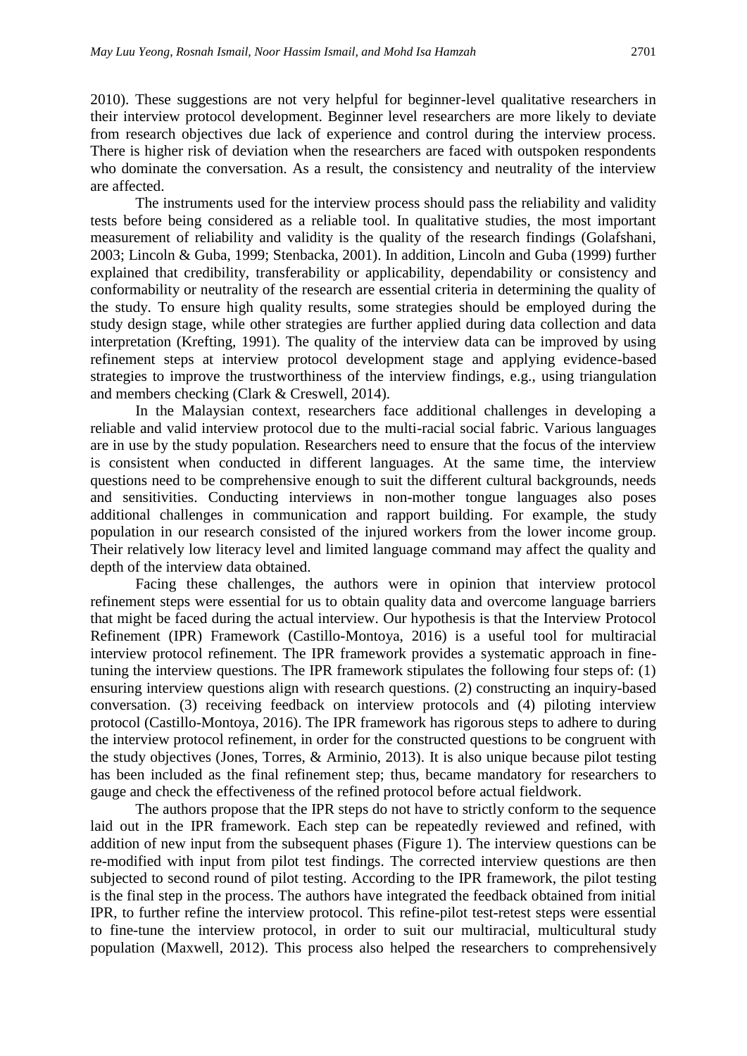2010). These suggestions are not very helpful for beginner-level qualitative researchers in their interview protocol development. Beginner level researchers are more likely to deviate from research objectives due lack of experience and control during the interview process. There is higher risk of deviation when the researchers are faced with outspoken respondents who dominate the conversation. As a result, the consistency and neutrality of the interview are affected.

The instruments used for the interview process should pass the reliability and validity tests before being considered as a reliable tool. In qualitative studies, the most important measurement of reliability and validity is the quality of the research findings (Golafshani, 2003; Lincoln & Guba, 1999; Stenbacka, 2001). In addition, Lincoln and Guba (1999) further explained that credibility, transferability or applicability, dependability or consistency and conformability or neutrality of the research are essential criteria in determining the quality of the study. To ensure high quality results, some strategies should be employed during the study design stage, while other strategies are further applied during data collection and data interpretation (Krefting, 1991). The quality of the interview data can be improved by using refinement steps at interview protocol development stage and applying evidence-based strategies to improve the trustworthiness of the interview findings, e.g., using triangulation and members checking (Clark & Creswell, 2014).

In the Malaysian context, researchers face additional challenges in developing a reliable and valid interview protocol due to the multi-racial social fabric. Various languages are in use by the study population. Researchers need to ensure that the focus of the interview is consistent when conducted in different languages. At the same time, the interview questions need to be comprehensive enough to suit the different cultural backgrounds, needs and sensitivities. Conducting interviews in non-mother tongue languages also poses additional challenges in communication and rapport building. For example, the study population in our research consisted of the injured workers from the lower income group. Their relatively low literacy level and limited language command may affect the quality and depth of the interview data obtained.

Facing these challenges, the authors were in opinion that interview protocol refinement steps were essential for us to obtain quality data and overcome language barriers that might be faced during the actual interview. Our hypothesis is that the Interview Protocol Refinement (IPR) Framework (Castillo-Montoya, 2016) is a useful tool for multiracial interview protocol refinement. The IPR framework provides a systematic approach in fine-tuning the interview questions. The IPR framework stipulates the following four steps of: (1) ensuring interview questions align with research questions. (2) constructing an inquiry-based conversation. (3) receiving feedback on interview protocols and (4) piloting interview protocol (Castillo-Montoya, 2016). The IPR framework has rigorous steps to adhere to during the interview protocol refinement, in order for the constructed questions to be congruent with the study objectives (Jones, Torres, & Arminio, 2013). It is also unique because pilot testing has been included as the final refinement step; thus, became mandatory for researchers to gauge and check the effectiveness of the refined protocol before actual fieldwork.

The authors propose that the IPR steps do not have to strictly conform to the sequence laid out in the IPR framework. Each step can be repeatedly reviewed and refined, with addition of new input from the subsequent phases (Figure 1). The interview questions can be re-modified with input from pilot test findings. The corrected interview questions are then subjected to second round of pilot testing. According to the IPR framework, the pilot testing is the final step in the process. The authors have integrated the feedback obtained from initial IPR, to further refine the interview protocol. This refine-pilot test-retest steps were essential to fine-tune the interview protocol, in order to suit our multiracial, multicultural study population (Maxwell, 2012). This process also helped the researchers to comprehensively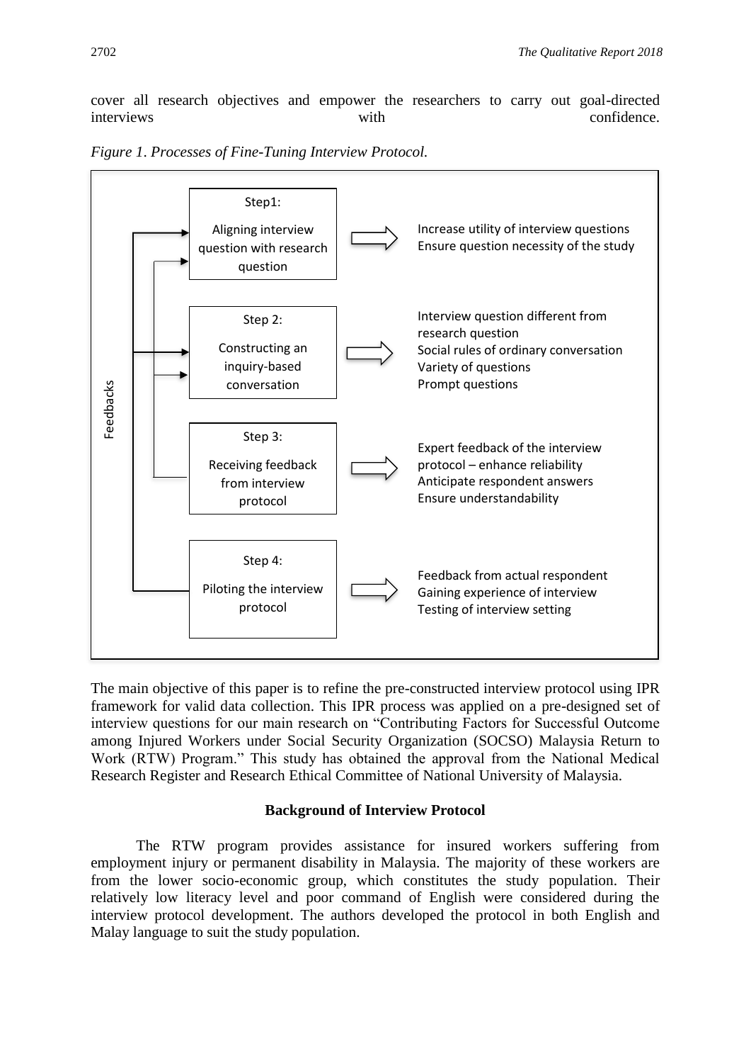cover all research objectives and empower the researchers to carry out goal-directed interviews with confidence.

*Figure 1. Processes of Fine-Tuning Interview Protocol.*

Feedbacks

Step1:
Aligning interview question with research question

Increase utility of interview questions
Ensure question necessity of the study

Step 2:
Constructing an inquiry-based conversation

Interview question different from research question
Social rules of ordinary conversation
Variety of questions
Prompt questions

Step 3:
Receiving feedback from interview protocol

Expert feedback of the interview protocol – enhance reliability
Anticipate respondent answers
Ensure understandability

Step 4:
Piloting the interview protocol

Feedback from actual respondent
Gaining experience of interview
Testing of interview setting

The main objective of this paper is to refine the pre-constructed interview protocol using IPR framework for valid data collection. This IPR process was applied on a pre-designed set of interview questions for our main research on "Contributing Factors for Successful Outcome among Injured Workers under Social Security Organization (SOCSO) Malaysia Return to Work (RTW) Program." This study has obtained the approval from the National Medical Research Register and Research Ethical Committee of National University of Malaysia.

## Background of Interview Protocol

The RTW program provides assistance for insured workers suffering from employment injury or permanent disability in Malaysia. The majority of these workers are from the lower socio-economic group, which constitutes the study population. Their relatively low literacy level and poor command of English were considered during the interview protocol development. The authors developed the protocol in both English and Malay language to suit the study population.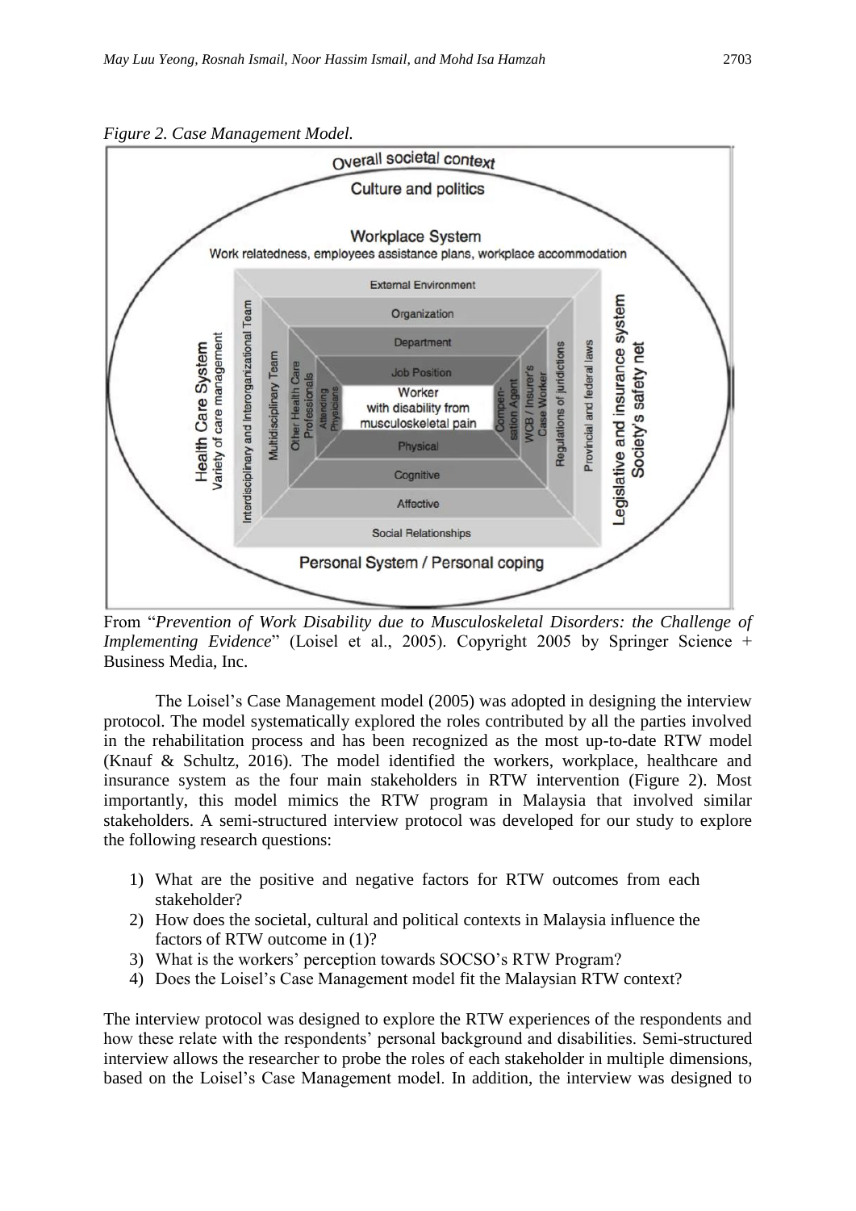*Figure 2. Case Management Model.*

Overall societal context

Culture and politics

Workplace System

Work relatedness, employees assistance plans, workplace accommodation

External Environment

Organization

Department

Job Position

Worker with disability from musculoskeletal pain

Physical

Cognitive

Affective

Social Relationships

Personal System / Personal coping

Health Care System

Variety of care management

Interdisciplinary and Interorganizational Team

Multidisciplinary Team

Other Health Care Professionals

Attending Physicians

Compensation Agent

WCB / Insurer's Case Worker

Regulations of jurisdictions

Provincial and federal laws

Legislative and insurance system

Society's safety net

From "*Prevention of Work Disability due to Musculoskeletal Disorders: the Challenge of Implementing Evidence*" (Loisel et al., 2005). Copyright 2005 by Springer Science + Business Media, Inc.

The Loisel's Case Management model (2005) was adopted in designing the interview protocol. The model systematically explored the roles contributed by all the parties involved in the rehabilitation process and has been recognized as the most up-to-date RTW model (Knauf & Schultz, 2016). The model identified the workers, workplace, healthcare and insurance system as the four main stakeholders in RTW intervention (Figure 2). Most importantly, this model mimics the RTW program in Malaysia that involved similar stakeholders. A semi-structured interview protocol was developed for our study to explore the following research questions:

1) What are the positive and negative factors for RTW outcomes from each stakeholder?
2) How does the societal, cultural and political contexts in Malaysia influence the factors of RTW outcome in (1)?
3) What is the workers' perception towards SOCSO's RTW Program?
4) Does the Loisel's Case Management model fit the Malaysian RTW context?

The interview protocol was designed to explore the RTW experiences of the respondents and how these relate with the respondents' personal background and disabilities. Semi-structured interview allows the researcher to probe the roles of each stakeholder in multiple dimensions, based on the Loisel's Case Management model. In addition, the interview was designed to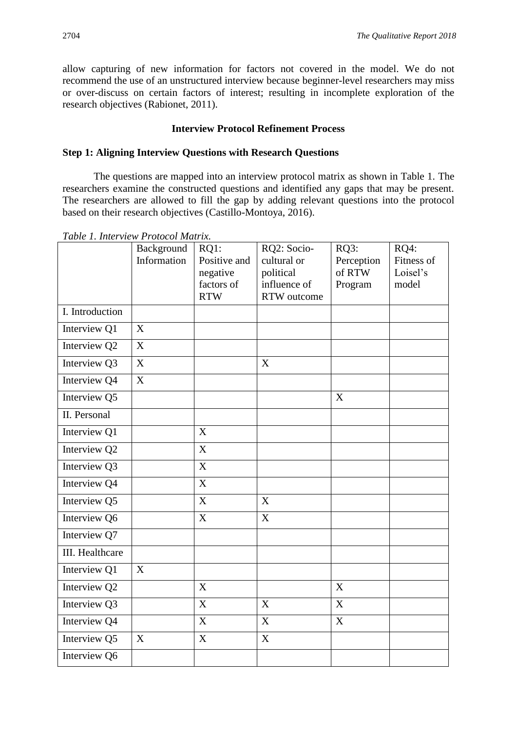allow capturing of new information for factors not covered in the model. We do not recommend the use of an unstructured interview because beginner-level researchers may miss or over-discuss on certain factors of interest; resulting in incomplete exploration of the research objectives (Rabionet, 2011).

## Interview Protocol Refinement Process

### Step 1: Aligning Interview Questions with Research Questions

The questions are mapped into an interview protocol matrix as shown in Table 1. The researchers examine the constructed questions and identified any gaps that may be present. The researchers are allowed to fill the gap by adding relevant questions into the protocol based on their research objectives (Castillo-Montoya, 2016).

*Table 1. Interview Protocol Matrix.*

| | Background Information | RQ1: Positive and negative factors of RTW | RQ2: Socio-cultural or political influence of RTW outcome | RQ3: Perception of RTW Program | RQ4: Fitness of Loisel's model |
|---|---|---|---|---|---|
| I. Introduction | | | | | |
| Interview Q1 | X | | | | |
| Interview Q2 | X | | | | |
| Interview Q3 | X | | X | | |
| Interview Q4 | X | | | | |
| Interview Q5 | | | | X | |
| II. Personal | | | | | |
| Interview Q1 | | X | | | |
| Interview Q2 | | X | | | |
| Interview Q3 | | X | | | |
| Interview Q4 | | X | | | |
| Interview Q5 | | X | X | | |
| Interview Q6 | | X | X | | |
| Interview Q7 | | | | | |
| III. Healthcare | | | | | |
| Interview Q1 | X | | | | |
| Interview Q2 | | X | | X | |
| Interview Q3 | | X | X | X | |
| Interview Q4 | | X | X | X | |
| Interview Q5 | X | X | X | | |
| Interview Q6 | | | | | |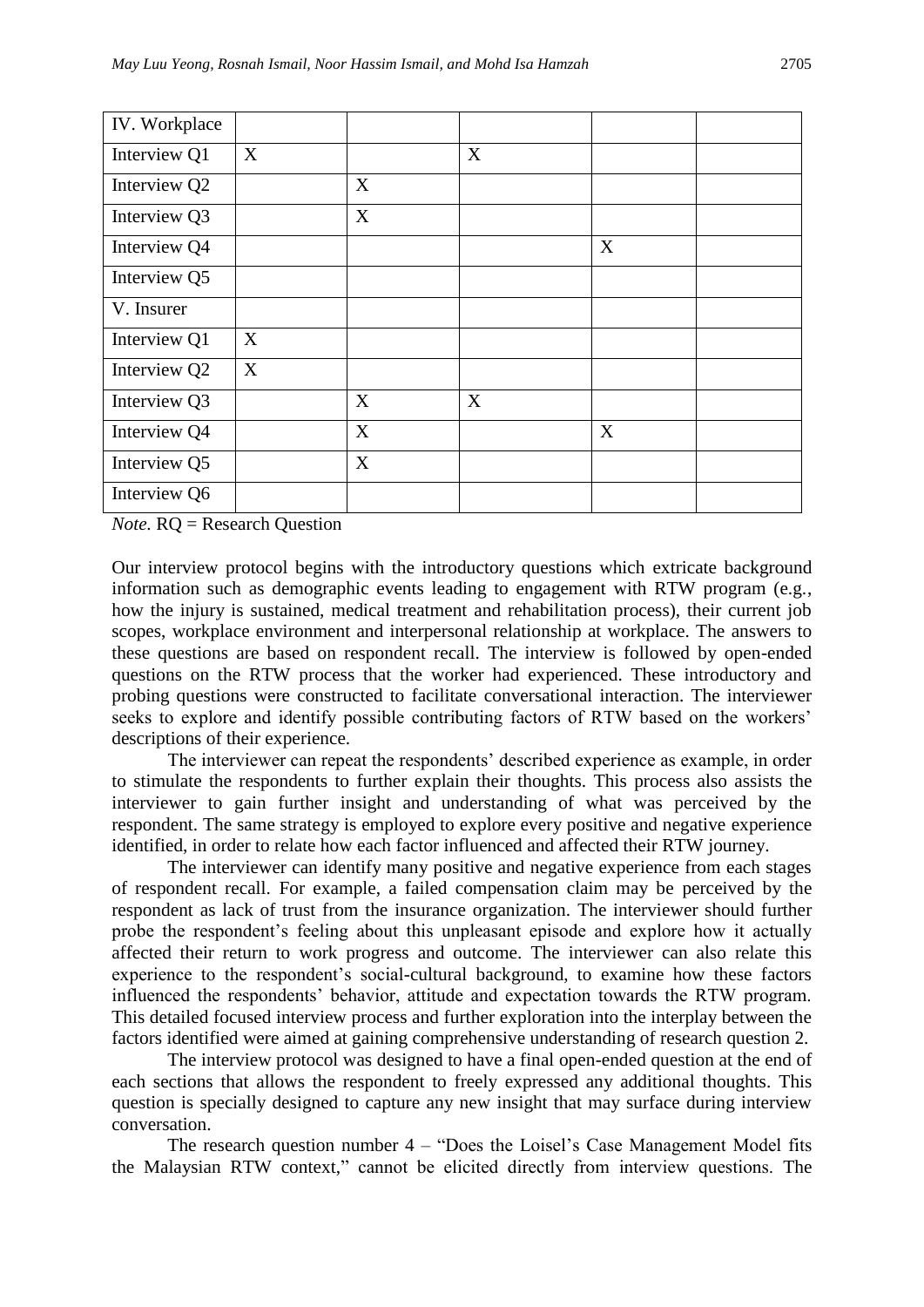| | | | | | |
|---|---|---|---|---|---|
| IV. Workplace | | | | | |
| Interview Q1 | X | | X | | |
| Interview Q2 | | X | | | |
| Interview Q3 | | X | | | |
| Interview Q4 | | | | X | |
| Interview Q5 | | | | | |
| V. Insurer | | | | | |
| Interview Q1 | X | | | | |
| Interview Q2 | X | | | | |
| Interview Q3 | | X | X | | |
| Interview Q4 | | X | | X | |
| Interview Q5 | | X | | | |
| Interview Q6 | | | | | |

*Note.* RQ = Research Question

Our interview protocol begins with the introductory questions which extricate background information such as demographic events leading to engagement with RTW program (e.g., how the injury is sustained, medical treatment and rehabilitation process), their current job scopes, workplace environment and interpersonal relationship at workplace. The answers to these questions are based on respondent recall. The interview is followed by open-ended questions on the RTW process that the worker had experienced. These introductory and probing questions were constructed to facilitate conversational interaction. The interviewer seeks to explore and identify possible contributing factors of RTW based on the workers' descriptions of their experience.

The interviewer can repeat the respondents' described experience as example, in order to stimulate the respondents to further explain their thoughts. This process also assists the interviewer to gain further insight and understanding of what was perceived by the respondent. The same strategy is employed to explore every positive and negative experience identified, in order to relate how each factor influenced and affected their RTW journey.

The interviewer can identify many positive and negative experience from each stages of respondent recall. For example, a failed compensation claim may be perceived by the respondent as lack of trust from the insurance organization. The interviewer should further probe the respondent's feeling about this unpleasant episode and explore how it actually affected their return to work progress and outcome. The interviewer can also relate this experience to the respondent's social-cultural background, to examine how these factors influenced the respondents' behavior, attitude and expectation towards the RTW program. This detailed focused interview process and further exploration into the interplay between the factors identified were aimed at gaining comprehensive understanding of research question 2.

The interview protocol was designed to have a final open-ended question at the end of each sections that allows the respondent to freely expressed any additional thoughts. This question is specially designed to capture any new insight that may surface during interview conversation.

The research question number 4 – "Does the Loisel's Case Management Model fits the Malaysian RTW context," cannot be elicited directly from interview questions. The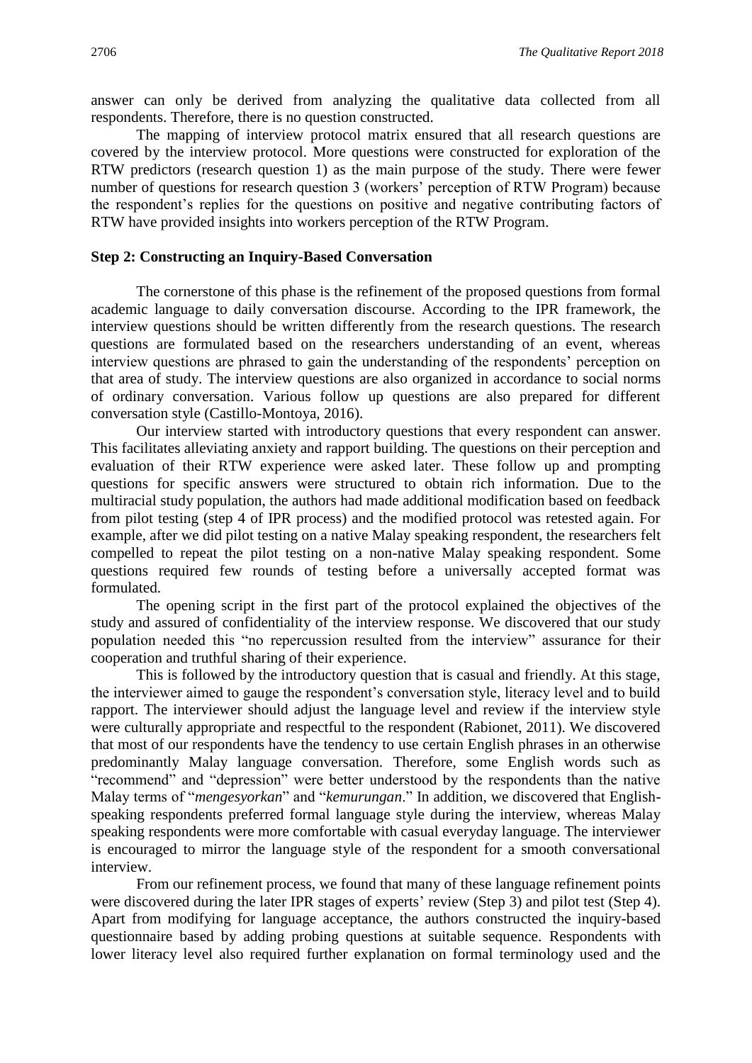answer can only be derived from analyzing the qualitative data collected from all respondents. Therefore, there is no question constructed.

The mapping of interview protocol matrix ensured that all research questions are covered by the interview protocol. More questions were constructed for exploration of the RTW predictors (research question 1) as the main purpose of the study. There were fewer number of questions for research question 3 (workers' perception of RTW Program) because the respondent's replies for the questions on positive and negative contributing factors of RTW have provided insights into workers perception of the RTW Program.

### Step 2: Constructing an Inquiry-Based Conversation

The cornerstone of this phase is the refinement of the proposed questions from formal academic language to daily conversation discourse. According to the IPR framework, the interview questions should be written differently from the research questions. The research questions are formulated based on the researchers understanding of an event, whereas interview questions are phrased to gain the understanding of the respondents' perception on that area of study. The interview questions are also organized in accordance to social norms of ordinary conversation. Various follow up questions are also prepared for different conversation style (Castillo-Montoya, 2016).

Our interview started with introductory questions that every respondent can answer. This facilitates alleviating anxiety and rapport building. The questions on their perception and evaluation of their RTW experience were asked later. These follow up and prompting questions for specific answers were structured to obtain rich information. Due to the multiracial study population, the authors had made additional modification based on feedback from pilot testing (step 4 of IPR process) and the modified protocol was retested again. For example, after we did pilot testing on a native Malay speaking respondent, the researchers felt compelled to repeat the pilot testing on a non-native Malay speaking respondent. Some questions required few rounds of testing before a universally accepted format was formulated.

The opening script in the first part of the protocol explained the objectives of the study and assured of confidentiality of the interview response. We discovered that our study population needed this "no repercussion resulted from the interview" assurance for their cooperation and truthful sharing of their experience.

This is followed by the introductory question that is casual and friendly. At this stage, the interviewer aimed to gauge the respondent's conversation style, literacy level and to build rapport. The interviewer should adjust the language level and review if the interview style were culturally appropriate and respectful to the respondent (Rabionet, 2011). We discovered that most of our respondents have the tendency to use certain English phrases in an otherwise predominantly Malay language conversation. Therefore, some English words such as "recommend" and "depression" were better understood by the respondents than the native Malay terms of "*mengesyorkan*" and "*kemurungan*." In addition, we discovered that English-speaking respondents preferred formal language style during the interview, whereas Malay speaking respondents were more comfortable with casual everyday language. The interviewer is encouraged to mirror the language style of the respondent for a smooth conversational interview.

From our refinement process, we found that many of these language refinement points were discovered during the later IPR stages of experts' review (Step 3) and pilot test (Step 4). Apart from modifying for language acceptance, the authors constructed the inquiry-based questionnaire based by adding probing questions at suitable sequence. Respondents with lower literacy level also required further explanation on formal terminology used and the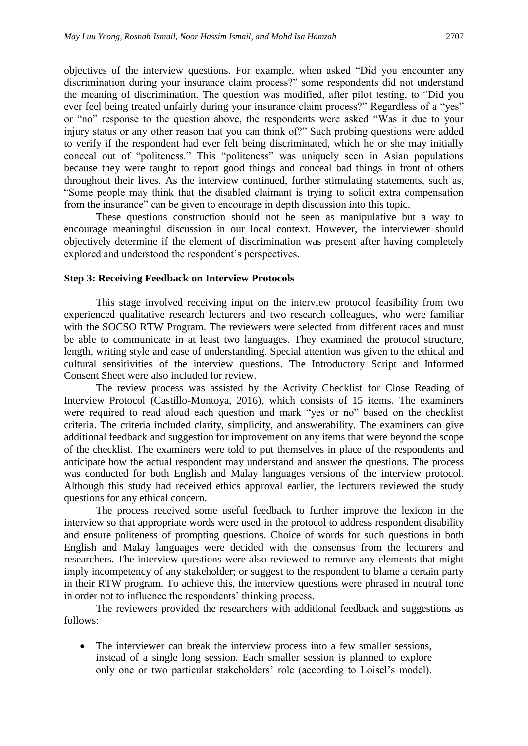objectives of the interview questions. For example, when asked "Did you encounter any discrimination during your insurance claim process?" some respondents did not understand the meaning of discrimination. The question was modified, after pilot testing, to "Did you ever feel being treated unfairly during your insurance claim process?" Regardless of a "yes" or "no" response to the question above, the respondents were asked "Was it due to your injury status or any other reason that you can think of?" Such probing questions were added to verify if the respondent had ever felt being discriminated, which he or she may initially conceal out of "politeness." This "politeness" was uniquely seen in Asian populations because they were taught to report good things and conceal bad things in front of others throughout their lives. As the interview continued, further stimulating statements, such as, "Some people may think that the disabled claimant is trying to solicit extra compensation from the insurance" can be given to encourage in depth discussion into this topic.

These questions construction should not be seen as manipulative but a way to encourage meaningful discussion in our local context. However, the interviewer should objectively determine if the element of discrimination was present after having completely explored and understood the respondent's perspectives.

### Step 3: Receiving Feedback on Interview Protocols

This stage involved receiving input on the interview protocol feasibility from two experienced qualitative research lecturers and two research colleagues, who were familiar with the SOCSO RTW Program. The reviewers were selected from different races and must be able to communicate in at least two languages. They examined the protocol structure, length, writing style and ease of understanding. Special attention was given to the ethical and cultural sensitivities of the interview questions. The Introductory Script and Informed Consent Sheet were also included for review.

The review process was assisted by the Activity Checklist for Close Reading of Interview Protocol (Castillo-Montoya, 2016), which consists of 15 items. The examiners were required to read aloud each question and mark "yes or no" based on the checklist criteria. The criteria included clarity, simplicity, and answerability. The examiners can give additional feedback and suggestion for improvement on any items that were beyond the scope of the checklist. The examiners were told to put themselves in place of the respondents and anticipate how the actual respondent may understand and answer the questions. The process was conducted for both English and Malay languages versions of the interview protocol. Although this study had received ethics approval earlier, the lecturers reviewed the study questions for any ethical concern.

The process received some useful feedback to further improve the lexicon in the interview so that appropriate words were used in the protocol to address respondent disability and ensure politeness of prompting questions. Choice of words for such questions in both English and Malay languages were decided with the consensus from the lecturers and researchers. The interview questions were also reviewed to remove any elements that might imply incompetency of any stakeholder; or suggest to the respondent to blame a certain party in their RTW program. To achieve this, the interview questions were phrased in neutral tone in order not to influence the respondents' thinking process.

The reviewers provided the researchers with additional feedback and suggestions as follows:

- The interviewer can break the interview process into a few smaller sessions, instead of a single long session. Each smaller session is planned to explore only one or two particular stakeholders' role (according to Loisel's model).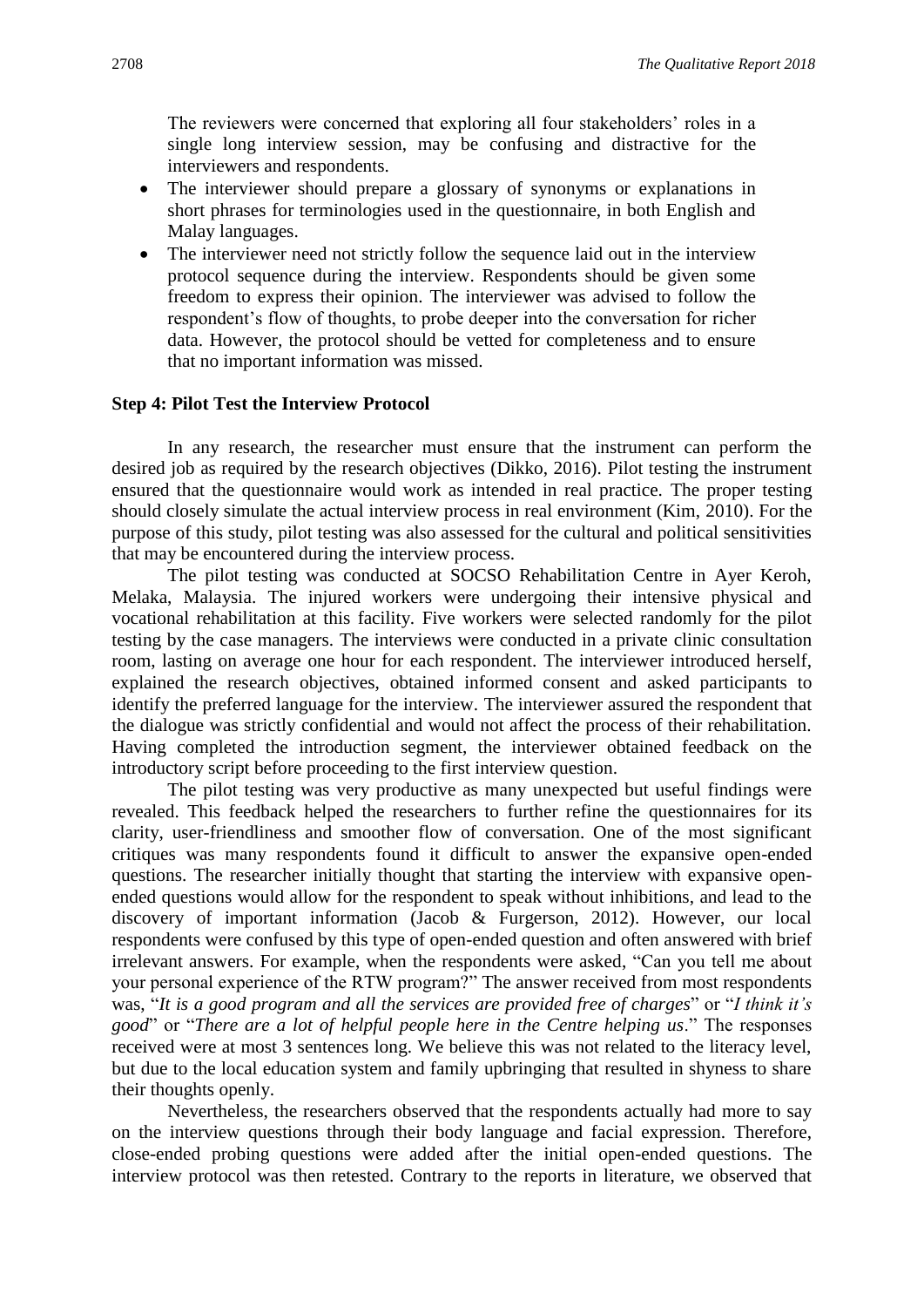The reviewers were concerned that exploring all four stakeholders' roles in a single long interview session, may be confusing and distractive for the interviewers and respondents.

- The interviewer should prepare a glossary of synonyms or explanations in short phrases for terminologies used in the questionnaire, in both English and Malay languages.
- The interviewer need not strictly follow the sequence laid out in the interview protocol sequence during the interview. Respondents should be given some freedom to express their opinion. The interviewer was advised to follow the respondent's flow of thoughts, to probe deeper into the conversation for richer data. However, the protocol should be vetted for completeness and to ensure that no important information was missed.

**Step 4: Pilot Test the Interview Protocol**

In any research, the researcher must ensure that the instrument can perform the desired job as required by the research objectives (Dikko, 2016). Pilot testing the instrument ensured that the questionnaire would work as intended in real practice. The proper testing should closely simulate the actual interview process in real environment (Kim, 2010). For the purpose of this study, pilot testing was also assessed for the cultural and political sensitivities that may be encountered during the interview process.

The pilot testing was conducted at SOCSO Rehabilitation Centre in Ayer Keroh, Melaka, Malaysia. The injured workers were undergoing their intensive physical and vocational rehabilitation at this facility. Five workers were selected randomly for the pilot testing by the case managers. The interviews were conducted in a private clinic consultation room, lasting on average one hour for each respondent. The interviewer introduced herself, explained the research objectives, obtained informed consent and asked participants to identify the preferred language for the interview. The interviewer assured the respondent that the dialogue was strictly confidential and would not affect the process of their rehabilitation. Having completed the introduction segment, the interviewer obtained feedback on the introductory script before proceeding to the first interview question.

The pilot testing was very productive as many unexpected but useful findings were revealed. This feedback helped the researchers to further refine the questionnaires for its clarity, user-friendliness and smoother flow of conversation. One of the most significant critiques was many respondents found it difficult to answer the expansive open-ended questions. The researcher initially thought that starting the interview with expansive open-ended questions would allow for the respondent to speak without inhibitions, and lead to the discovery of important information (Jacob & Furgerson, 2012). However, our local respondents were confused by this type of open-ended question and often answered with brief irrelevant answers. For example, when the respondents were asked, "Can you tell me about your personal experience of the RTW program?" The answer received from most respondents was, "*It is a good program and all the services are provided free of charges*" or "*I think it's good*" or "*There are a lot of helpful people here in the Centre helping us*." The responses received were at most 3 sentences long. We believe this was not related to the literacy level, but due to the local education system and family upbringing that resulted in shyness to share their thoughts openly.

Nevertheless, the researchers observed that the respondents actually had more to say on the interview questions through their body language and facial expression. Therefore, close-ended probing questions were added after the initial open-ended questions. The interview protocol was then retested. Contrary to the reports in literature, we observed that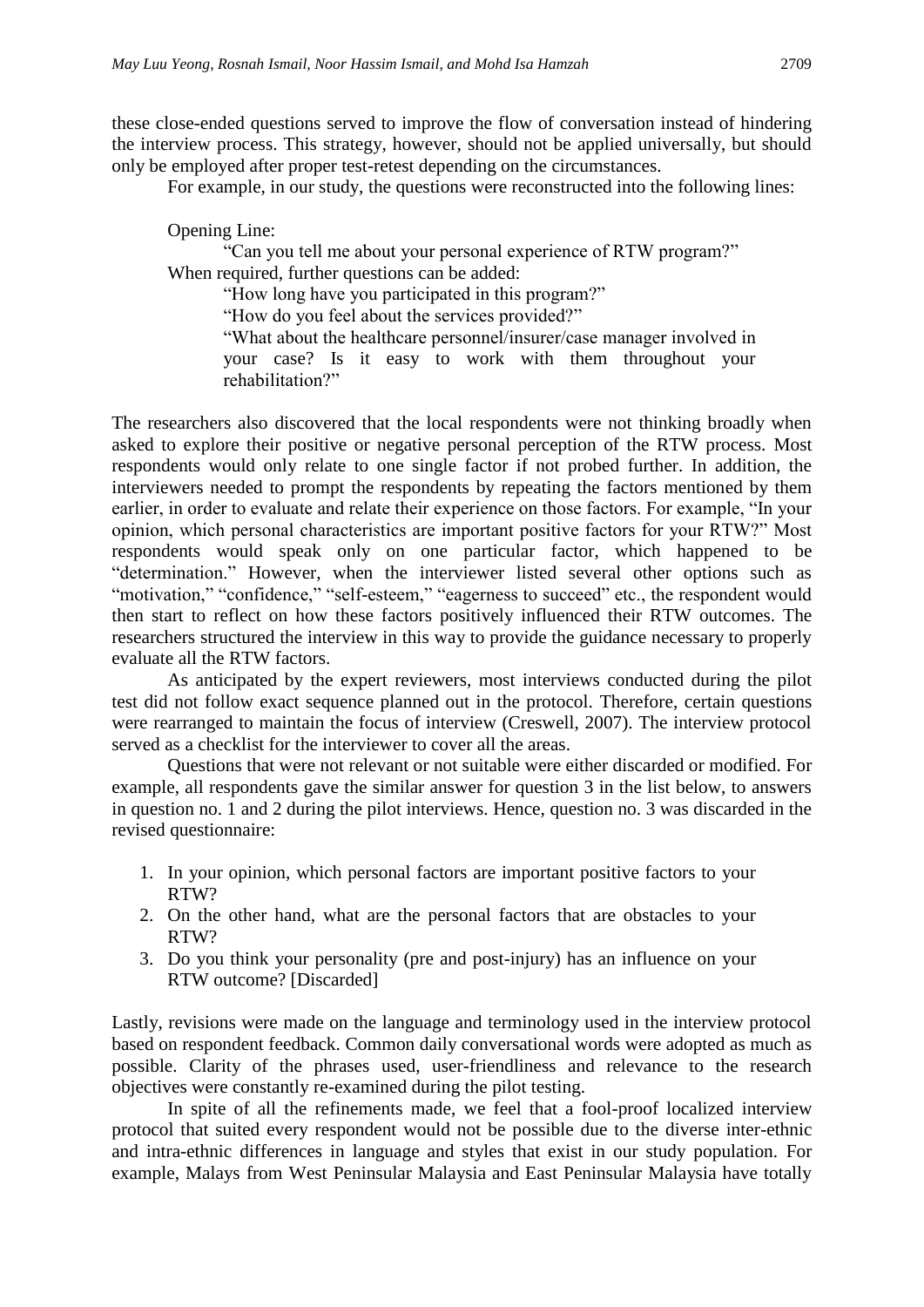these close-ended questions served to improve the flow of conversation instead of hindering the interview process. This strategy, however, should not be applied universally, but should only be employed after proper test-retest depending on the circumstances.

For example, in our study, the questions were reconstructed into the following lines:

> Opening Line:
>
> "Can you tell me about your personal experience of RTW program?"
>
> When required, further questions can be added:
>
> "How long have you participated in this program?"
>
> "How do you feel about the services provided?"
>
> "What about the healthcare personnel/insurer/case manager involved in your case? Is it easy to work with them throughout your rehabilitation?"

The researchers also discovered that the local respondents were not thinking broadly when asked to explore their positive or negative personal perception of the RTW process. Most respondents would only relate to one single factor if not probed further. In addition, the interviewers needed to prompt the respondents by repeating the factors mentioned by them earlier, in order to evaluate and relate their experience on those factors. For example, "In your opinion, which personal characteristics are important positive factors for your RTW?" Most respondents would speak only on one particular factor, which happened to be "determination." However, when the interviewer listed several other options such as "motivation," "confidence," "self-esteem," "eagerness to succeed" etc., the respondent would then start to reflect on how these factors positively influenced their RTW outcomes. The researchers structured the interview in this way to provide the guidance necessary to properly evaluate all the RTW factors.

As anticipated by the expert reviewers, most interviews conducted during the pilot test did not follow exact sequence planned out in the protocol. Therefore, certain questions were rearranged to maintain the focus of interview (Creswell, 2007). The interview protocol served as a checklist for the interviewer to cover all the areas.

Questions that were not relevant or not suitable were either discarded or modified. For example, all respondents gave the similar answer for question 3 in the list below, to answers in question no. 1 and 2 during the pilot interviews. Hence, question no. 3 was discarded in the revised questionnaire:

1. In your opinion, which personal factors are important positive factors to your RTW?
2. On the other hand, what are the personal factors that are obstacles to your RTW?
3. Do you think your personality (pre and post-injury) has an influence on your RTW outcome? [Discarded]

Lastly, revisions were made on the language and terminology used in the interview protocol based on respondent feedback. Common daily conversational words were adopted as much as possible. Clarity of the phrases used, user-friendliness and relevance to the research objectives were constantly re-examined during the pilot testing.

In spite of all the refinements made, we feel that a fool-proof localized interview protocol that suited every respondent would not be possible due to the diverse inter-ethnic and intra-ethnic differences in language and styles that exist in our study population. For example, Malays from West Peninsular Malaysia and East Peninsular Malaysia have totally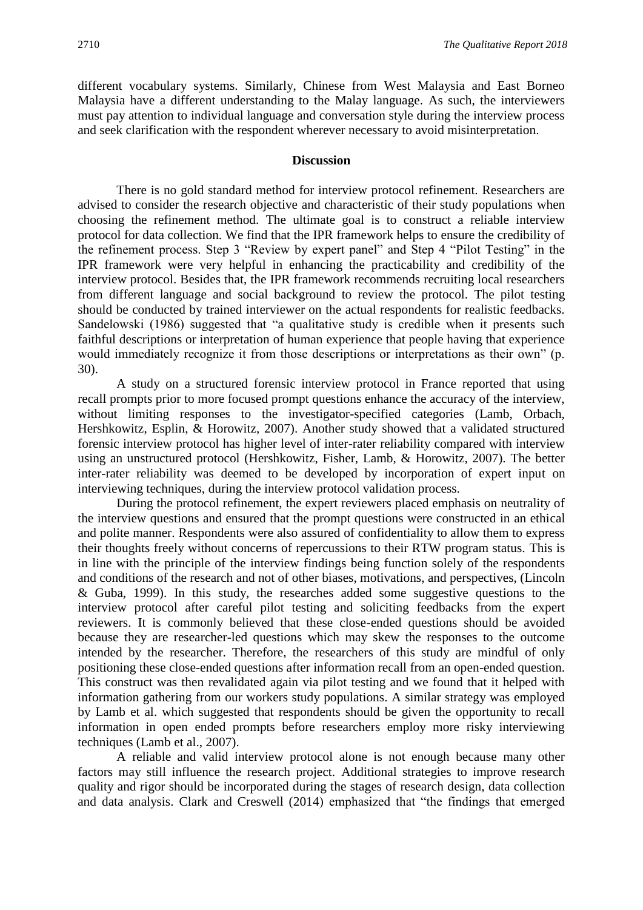different vocabulary systems. Similarly, Chinese from West Malaysia and East Borneo Malaysia have a different understanding to the Malay language. As such, the interviewers must pay attention to individual language and conversation style during the interview process and seek clarification with the respondent wherever necessary to avoid misinterpretation.

## Discussion

There is no gold standard method for interview protocol refinement. Researchers are advised to consider the research objective and characteristic of their study populations when choosing the refinement method. The ultimate goal is to construct a reliable interview protocol for data collection. We find that the IPR framework helps to ensure the credibility of the refinement process. Step 3 "Review by expert panel" and Step 4 "Pilot Testing" in the IPR framework were very helpful in enhancing the practicability and credibility of the interview protocol. Besides that, the IPR framework recommends recruiting local researchers from different language and social background to review the protocol. The pilot testing should be conducted by trained interviewer on the actual respondents for realistic feedbacks. Sandelowski (1986) suggested that "a qualitative study is credible when it presents such faithful descriptions or interpretation of human experience that people having that experience would immediately recognize it from those descriptions or interpretations as their own" (p. 30).

A study on a structured forensic interview protocol in France reported that using recall prompts prior to more focused prompt questions enhance the accuracy of the interview, without limiting responses to the investigator-specified categories (Lamb, Orbach, Hershkowitz, Esplin, & Horowitz, 2007). Another study showed that a validated structured forensic interview protocol has higher level of inter-rater reliability compared with interview using an unstructured protocol (Hershkowitz, Fisher, Lamb, & Horowitz, 2007). The better inter-rater reliability was deemed to be developed by incorporation of expert input on interviewing techniques, during the interview protocol validation process.

During the protocol refinement, the expert reviewers placed emphasis on neutrality of the interview questions and ensured that the prompt questions were constructed in an ethical and polite manner. Respondents were also assured of confidentiality to allow them to express their thoughts freely without concerns of repercussions to their RTW program status. This is in line with the principle of the interview findings being function solely of the respondents and conditions of the research and not of other biases, motivations, and perspectives, (Lincoln & Guba, 1999). In this study, the researches added some suggestive questions to the interview protocol after careful pilot testing and soliciting feedbacks from the expert reviewers. It is commonly believed that these close-ended questions should be avoided because they are researcher-led questions which may skew the responses to the outcome intended by the researcher. Therefore, the researchers of this study are mindful of only positioning these close-ended questions after information recall from an open-ended question. This construct was then revalidated again via pilot testing and we found that it helped with information gathering from our workers study populations. A similar strategy was employed by Lamb et al. which suggested that respondents should be given the opportunity to recall information in open ended prompts before researchers employ more risky interviewing techniques (Lamb et al., 2007).

A reliable and valid interview protocol alone is not enough because many other factors may still influence the research project. Additional strategies to improve research quality and rigor should be incorporated during the stages of research design, data collection and data analysis. Clark and Creswell (2014) emphasized that "the findings that emerged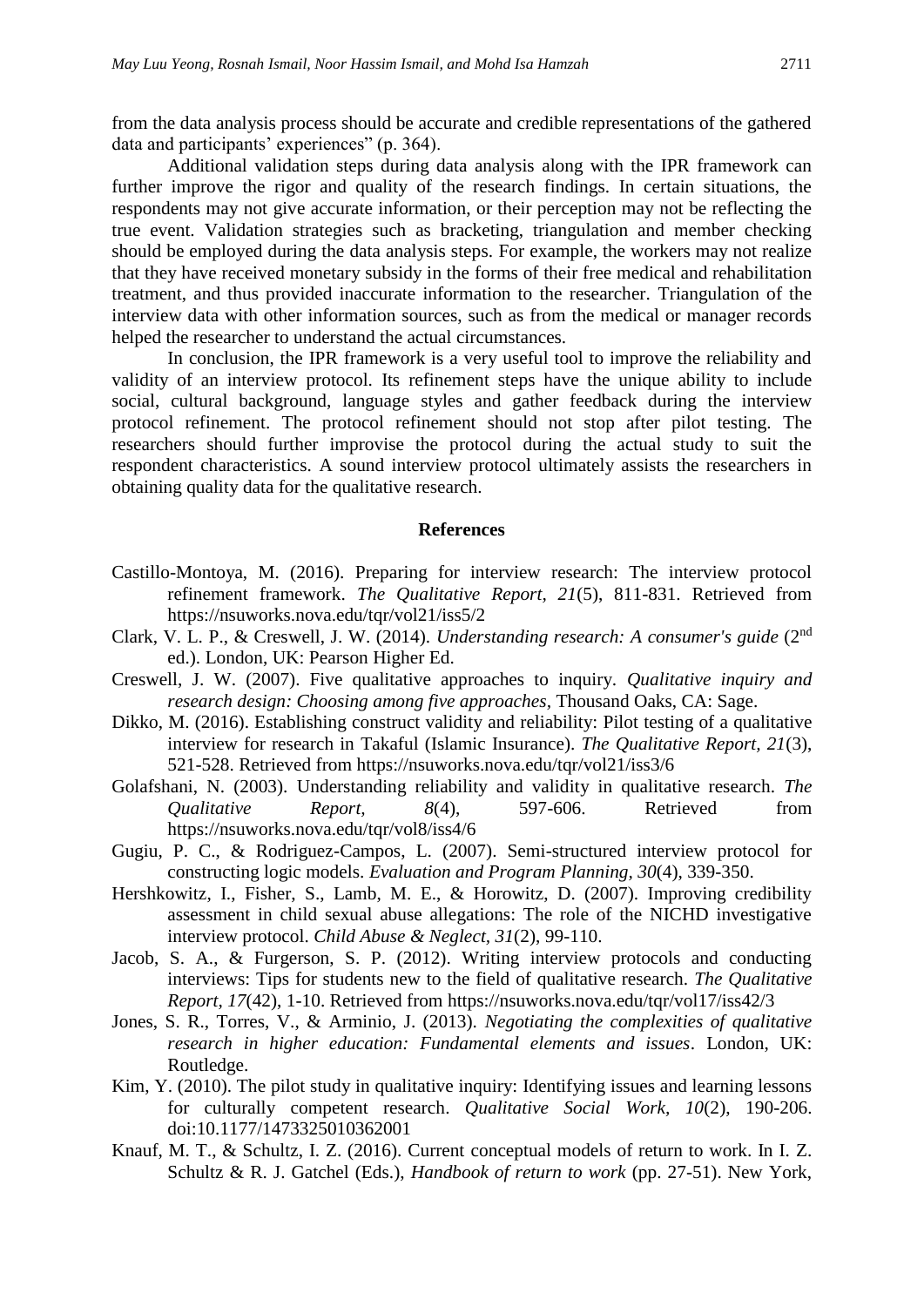from the data analysis process should be accurate and credible representations of the gathered data and participants' experiences" (p. 364).

Additional validation steps during data analysis along with the IPR framework can further improve the rigor and quality of the research findings. In certain situations, the respondents may not give accurate information, or their perception may not be reflecting the true event. Validation strategies such as bracketing, triangulation and member checking should be employed during the data analysis steps. For example, the workers may not realize that they have received monetary subsidy in the forms of their free medical and rehabilitation treatment, and thus provided inaccurate information to the researcher. Triangulation of the interview data with other information sources, such as from the medical or manager records helped the researcher to understand the actual circumstances.

In conclusion, the IPR framework is a very useful tool to improve the reliability and validity of an interview protocol. Its refinement steps have the unique ability to include social, cultural background, language styles and gather feedback during the interview protocol refinement. The protocol refinement should not stop after pilot testing. The researchers should further improvise the protocol during the actual study to suit the respondent characteristics. A sound interview protocol ultimately assists the researchers in obtaining quality data for the qualitative research.

## References

Castillo-Montoya, M. (2016). Preparing for interview research: The interview protocol refinement framework. *The Qualitative Report, 21*(5), 811-831. Retrieved from https://nsuworks.nova.edu/tqr/vol21/iss5/2

Clark, V. L. P., & Creswell, J. W. (2014). *Understanding research: A consumer's guide* (2nd ed.). London, UK: Pearson Higher Ed.

Creswell, J. W. (2007). Five qualitative approaches to inquiry. *Qualitative inquiry and research design: Choosing among five approaches*, Thousand Oaks, CA: Sage.

Dikko, M. (2016). Establishing construct validity and reliability: Pilot testing of a qualitative interview for research in Takaful (Islamic Insurance). *The Qualitative Report, 21*(3), 521-528. Retrieved from https://nsuworks.nova.edu/tqr/vol21/iss3/6

Golafshani, N. (2003). Understanding reliability and validity in qualitative research. *The Qualitative Report, 8*(4), 597-606. Retrieved from https://nsuworks.nova.edu/tqr/vol8/iss4/6

Gugiu, P. C., & Rodriguez-Campos, L. (2007). Semi-structured interview protocol for constructing logic models. *Evaluation and Program Planning, 30*(4), 339-350.

Hershkowitz, I., Fisher, S., Lamb, M. E., & Horowitz, D. (2007). Improving credibility assessment in child sexual abuse allegations: The role of the NICHD investigative interview protocol. *Child Abuse & Neglect, 31*(2), 99-110.

Jacob, S. A., & Furgerson, S. P. (2012). Writing interview protocols and conducting interviews: Tips for students new to the field of qualitative research. *The Qualitative Report, 17*(42), 1-10. Retrieved from https://nsuworks.nova.edu/tqr/vol17/iss42/3

Jones, S. R., Torres, V., & Arminio, J. (2013). *Negotiating the complexities of qualitative research in higher education: Fundamental elements and issues*. London, UK: Routledge.

Kim, Y. (2010). The pilot study in qualitative inquiry: Identifying issues and learning lessons for culturally competent research. *Qualitative Social Work, 10*(2), 190-206. doi:10.1177/1473325010362001

Knauf, M. T., & Schultz, I. Z. (2016). Current conceptual models of return to work. In I. Z. Schultz & R. J. Gatchel (Eds.), *Handbook of return to work* (pp. 27-51). New York,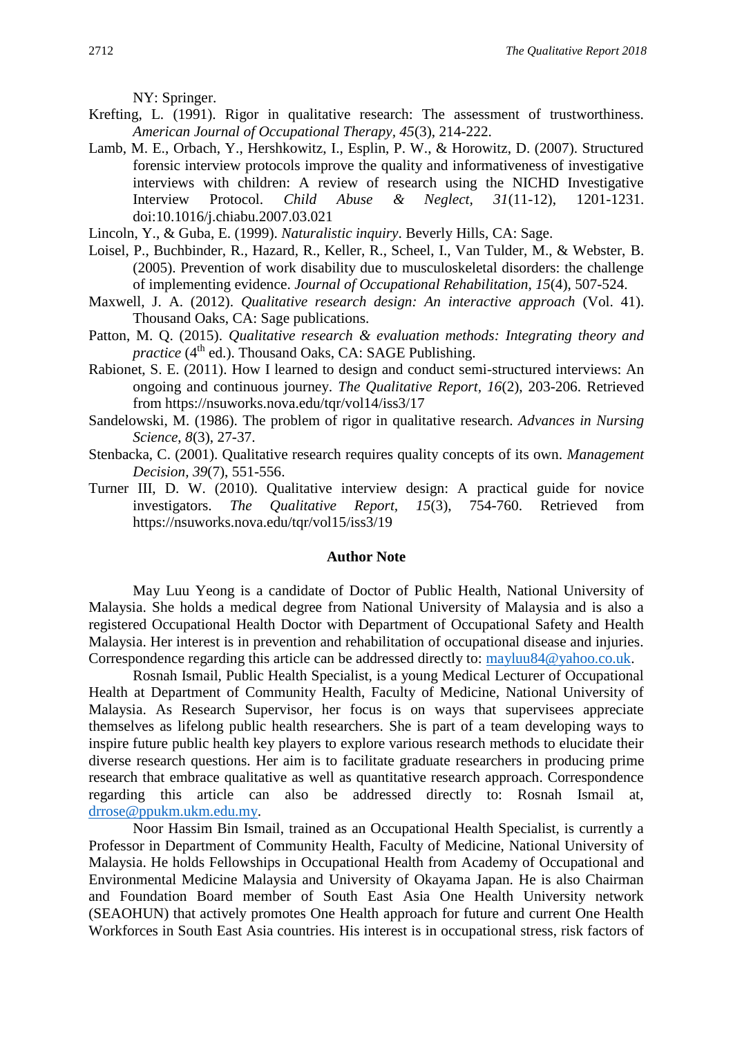NY: Springer.

Krefting, L. (1991). Rigor in qualitative research: The assessment of trustworthiness. *American Journal of Occupational Therapy*, *45*(3), 214-222.

Lamb, M. E., Orbach, Y., Hershkowitz, I., Esplin, P. W., & Horowitz, D. (2007). Structured forensic interview protocols improve the quality and informativeness of investigative interviews with children: A review of research using the NICHD Investigative Interview Protocol. *Child Abuse & Neglect*, *31*(11-12), 1201-1231. doi:10.1016/j.chiabu.2007.03.021

Lincoln, Y., & Guba, E. (1999). *Naturalistic inquiry*. Beverly Hills, CA: Sage.

Loisel, P., Buchbinder, R., Hazard, R., Keller, R., Scheel, I., Van Tulder, M., & Webster, B. (2005). Prevention of work disability due to musculoskeletal disorders: the challenge of implementing evidence. *Journal of Occupational Rehabilitation*, *15*(4), 507-524.

Maxwell, J. A. (2012). *Qualitative research design: An interactive approach* (Vol. 41). Thousand Oaks, CA: Sage publications.

Patton, M. Q. (2015). *Qualitative research & evaluation methods: Integrating theory and practice* (4th ed.). Thousand Oaks, CA: SAGE Publishing.

Rabionet, S. E. (2011). How I learned to design and conduct semi-structured interviews: An ongoing and continuous journey. *The Qualitative Report*, *16*(2), 203-206. Retrieved from https://nsuworks.nova.edu/tqr/vol14/iss3/17

Sandelowski, M. (1986). The problem of rigor in qualitative research. *Advances in Nursing Science*, *8*(3), 27-37.

Stenbacka, C. (2001). Qualitative research requires quality concepts of its own. *Management Decision*, *39*(7), 551-556.

Turner III, D. W. (2010). Qualitative interview design: A practical guide for novice investigators. *The Qualitative Report*, *15*(3), 754-760. Retrieved from https://nsuworks.nova.edu/tqr/vol15/iss3/19

## Author Note

May Luu Yeong is a candidate of Doctor of Public Health, National University of Malaysia. She holds a medical degree from National University of Malaysia and is also a registered Occupational Health Doctor with Department of Occupational Safety and Health Malaysia. Her interest is in prevention and rehabilitation of occupational disease and injuries. Correspondence regarding this article can be addressed directly to: mayluu84@yahoo.co.uk.

Rosnah Ismail, Public Health Specialist, is a young Medical Lecturer of Occupational Health at Department of Community Health, Faculty of Medicine, National University of Malaysia. As Research Supervisor, her focus is on ways that supervisees appreciate themselves as lifelong public health researchers. She is part of a team developing ways to inspire future public health key players to explore various research methods to elucidate their diverse research questions. Her aim is to facilitate graduate researchers in producing prime research that embrace qualitative as well as quantitative research approach. Correspondence regarding this article can also be addressed directly to: Rosnah Ismail at, drrose@ppukm.ukm.edu.my.

Noor Hassim Bin Ismail, trained as an Occupational Health Specialist, is currently a Professor in Department of Community Health, Faculty of Medicine, National University of Malaysia. He holds Fellowships in Occupational Health from Academy of Occupational and Environmental Medicine Malaysia and University of Okayama Japan. He is also Chairman and Foundation Board member of South East Asia One Health University network (SEAOHUN) that actively promotes One Health approach for future and current One Health Workforces in South East Asia countries. His interest is in occupational stress, risk factors of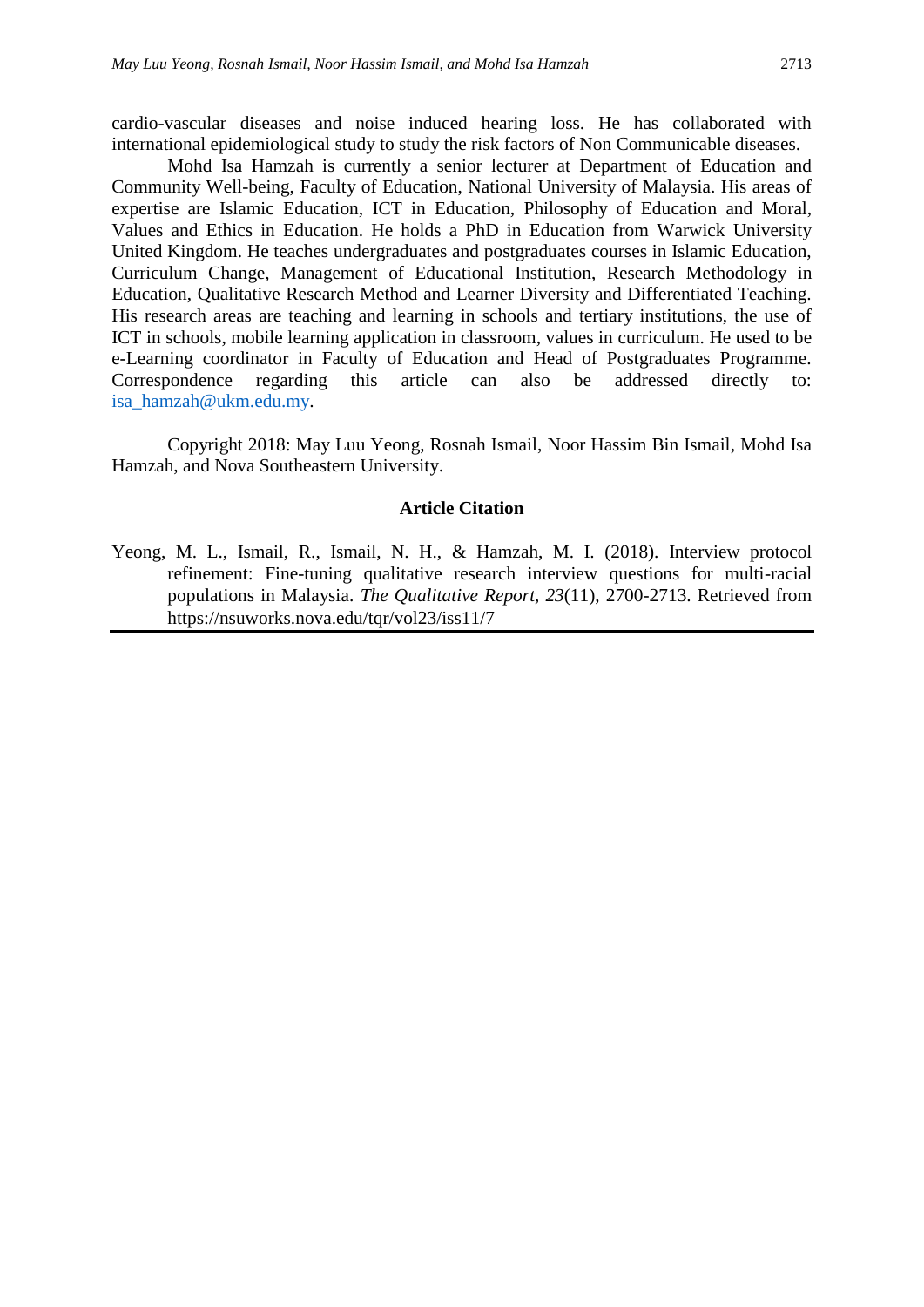cardio-vascular diseases and noise induced hearing loss. He has collaborated with international epidemiological study to study the risk factors of Non Communicable diseases.

Mohd Isa Hamzah is currently a senior lecturer at Department of Education and Community Well-being, Faculty of Education, National University of Malaysia. His areas of expertise are Islamic Education, ICT in Education, Philosophy of Education and Moral, Values and Ethics in Education. He holds a PhD in Education from Warwick University United Kingdom. He teaches undergraduates and postgraduates courses in Islamic Education, Curriculum Change, Management of Educational Institution, Research Methodology in Education, Qualitative Research Method and Learner Diversity and Differentiated Teaching. His research areas are teaching and learning in schools and tertiary institutions, the use of ICT in schools, mobile learning application in classroom, values in curriculum. He used to be e-Learning coordinator in Faculty of Education and Head of Postgraduates Programme. Correspondence regarding this article can also be addressed directly to: isa_hamzah@ukm.edu.my.

Copyright 2018: May Luu Yeong, Rosnah Ismail, Noor Hassim Bin Ismail, Mohd Isa Hamzah, and Nova Southeastern University.

### Article Citation

Yeong, M. L., Ismail, R., Ismail, N. H., & Hamzah, M. I. (2018). Interview protocol refinement: Fine-tuning qualitative research interview questions for multi-racial populations in Malaysia. *The Qualitative Report, 23*(11), 2700-2713. Retrieved from https://nsuworks.nova.edu/tqr/vol23/iss11/7